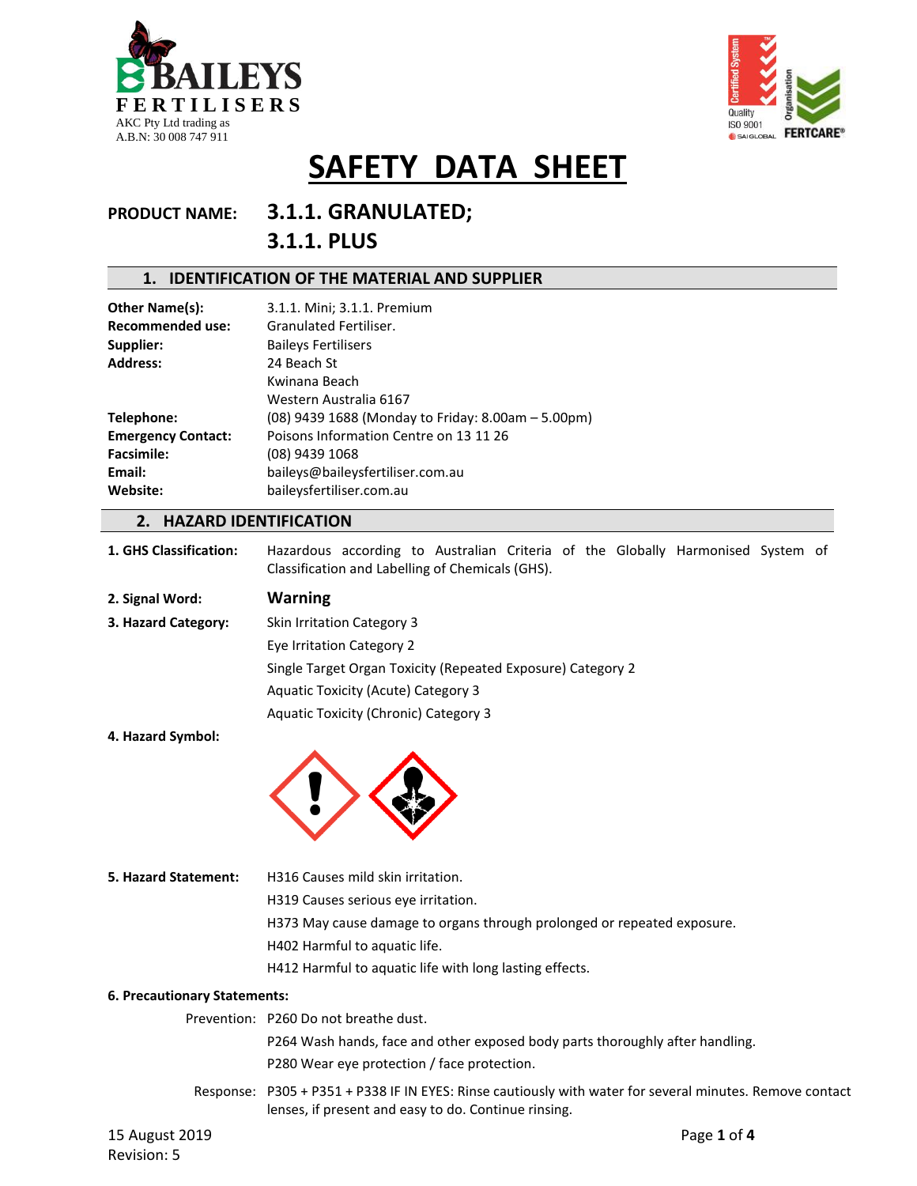BAILEYS FERTILISERS

AKC Pty Ltd trading as
A.B.N: 30 008 747 911

# SAFETY DATA SHEET

**PRODUCT NAME:** **3.1.1. GRANULATED;**
**3.1.1. PLUS**

## 1. IDENTIFICATION OF THE MATERIAL AND SUPPLIER

**Other Name(s):** 3.1.1. Mini; 3.1.1. Premium
**Recommended use:** Granulated Fertiliser.
**Supplier:** Baileys Fertilisers
**Address:** 24 Beach St
Kwinana Beach
Western Australia 6167
**Telephone:** (08) 9439 1688 (Monday to Friday: 8.00am – 5.00pm)
**Emergency Contact:** Poisons Information Centre on 13 11 26
**Facsimile:** (08) 9439 1068
**Email:** baileys@baileysfertiliser.com.au
**Website:** baileysfertiliser.com.au

## 2. HAZARD IDENTIFICATION

**1. GHS Classification:** Hazardous according to Australian Criteria of the Globally Harmonised System of Classification and Labelling of Chemicals (GHS).

**2. Signal Word:** **Warning**

**3. Hazard Category:**
Skin Irritation Category 3
Eye Irritation Category 2
Single Target Organ Toxicity (Repeated Exposure) Category 2
Aquatic Toxicity (Acute) Category 3
Aquatic Toxicity (Chronic) Category 3

**4. Hazard Symbol:**

**5. Hazard Statement:**
H316 Causes mild skin irritation.
H319 Causes serious eye irritation.
H373 May cause damage to organs through prolonged or repeated exposure.
H402 Harmful to aquatic life.
H412 Harmful to aquatic life with long lasting effects.

**6. Precautionary Statements:**

Prevention:
P260 Do not breathe dust.
P264 Wash hands, face and other exposed body parts thoroughly after handling.
P280 Wear eye protection / face protection.

Response:
P305 + P351 + P338 IF IN EYES: Rinse cautiously with water for several minutes. Remove contact lenses, if present and easy to do. Continue rinsing.

15 August 2019
Revision: 5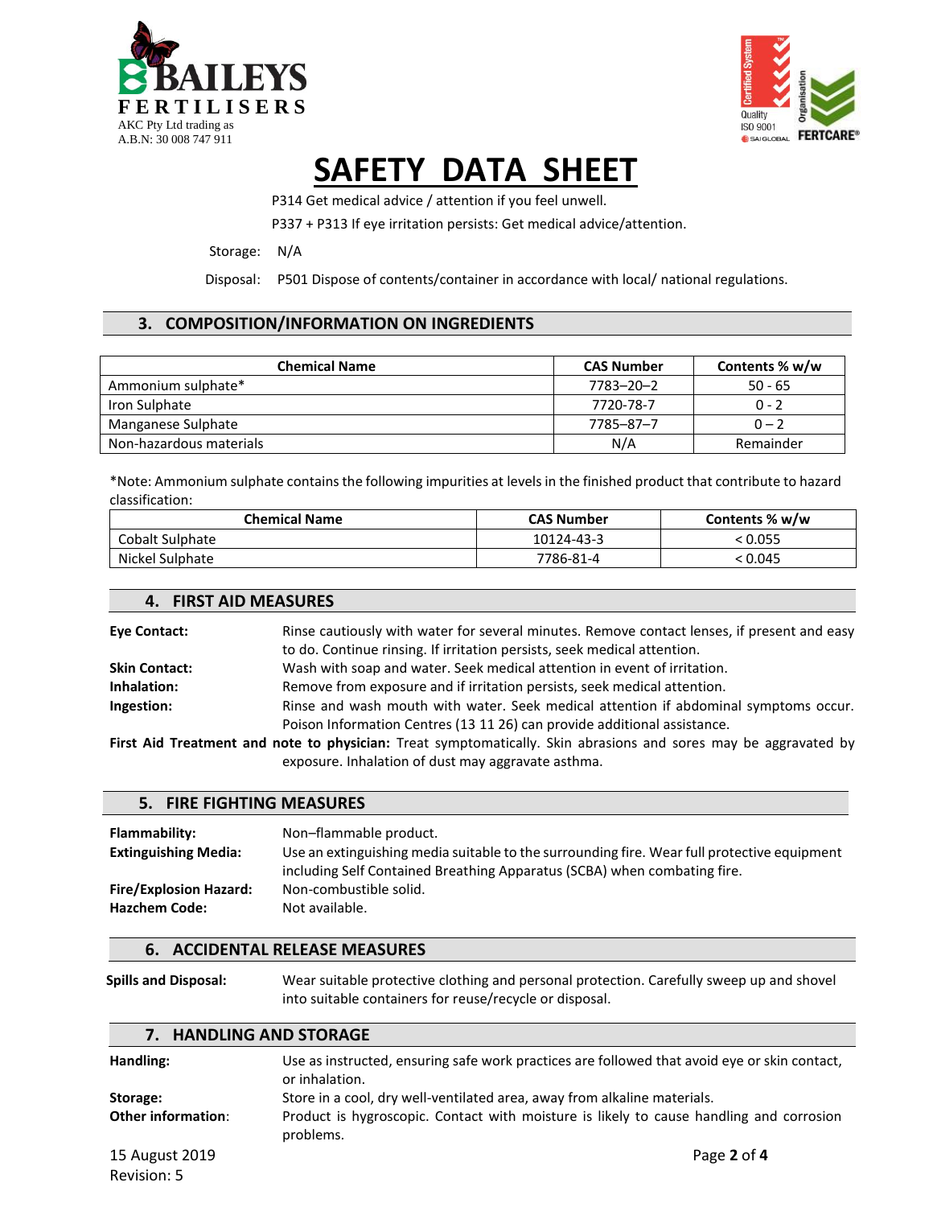P314 Get medical advice / attention if you feel unwell.

P337 + P313 If eye irritation persists: Get medical advice/attention.

Storage: N/A

Disposal: P501 Dispose of contents/container in accordance with local/ national regulations.

## 3. COMPOSITION/INFORMATION ON INGREDIENTS

| Chemical Name | CAS Number | Contents % w/w |
|---|---|---|
| Ammonium sulphate* | 7783–20–2 | 50 - 65 |
| Iron Sulphate | 7720-78-7 | 0 - 2 |
| Manganese Sulphate | 7785–87–7 | 0 – 2 |
| Non-hazardous materials | N/A | Remainder |

*Note: Ammonium sulphate contains the following impurities at levels in the finished product that contribute to hazard classification:

| Chemical Name | CAS Number | Contents % w/w |
|---|---|---|
| Cobalt Sulphate | 10124-43-3 | < 0.055 |
| Nickel Sulphate | 7786-81-4 | < 0.045 |

## 4. FIRST AID MEASURES

**Eye Contact:** Rinse cautiously with water for several minutes. Remove contact lenses, if present and easy to do. Continue rinsing. If irritation persists, seek medical attention.

**Skin Contact:** Wash with soap and water. Seek medical attention in event of irritation.

**Inhalation:** Remove from exposure and if irritation persists, seek medical attention.

**Ingestion:** Rinse and wash mouth with water. Seek medical attention if abdominal symptoms occur. Poison Information Centres (13 11 26) can provide additional assistance.

**First Aid Treatment and note to physician:** Treat symptomatically. Skin abrasions and sores may be aggravated by exposure. Inhalation of dust may aggravate asthma.

## 5. FIRE FIGHTING MEASURES

**Flammability:** Non–flammable product.

**Extinguishing Media:** Use an extinguishing media suitable to the surrounding fire. Wear full protective equipment including Self Contained Breathing Apparatus (SCBA) when combating fire.

**Fire/Explosion Hazard:** Non-combustible solid.

**Hazchem Code:** Not available.

## 6. ACCIDENTAL RELEASE MEASURES

**Spills and Disposal:** Wear suitable protective clothing and personal protection. Carefully sweep up and shovel into suitable containers for reuse/recycle or disposal.

## 7. HANDLING AND STORAGE

**Handling:** Use as instructed, ensuring safe work practices are followed that avoid eye or skin contact, or inhalation.

**Storage:** Store in a cool, dry well-ventilated area, away from alkaline materials.

**Other information**: Product is hygroscopic. Contact with moisture is likely to cause handling and corrosion problems.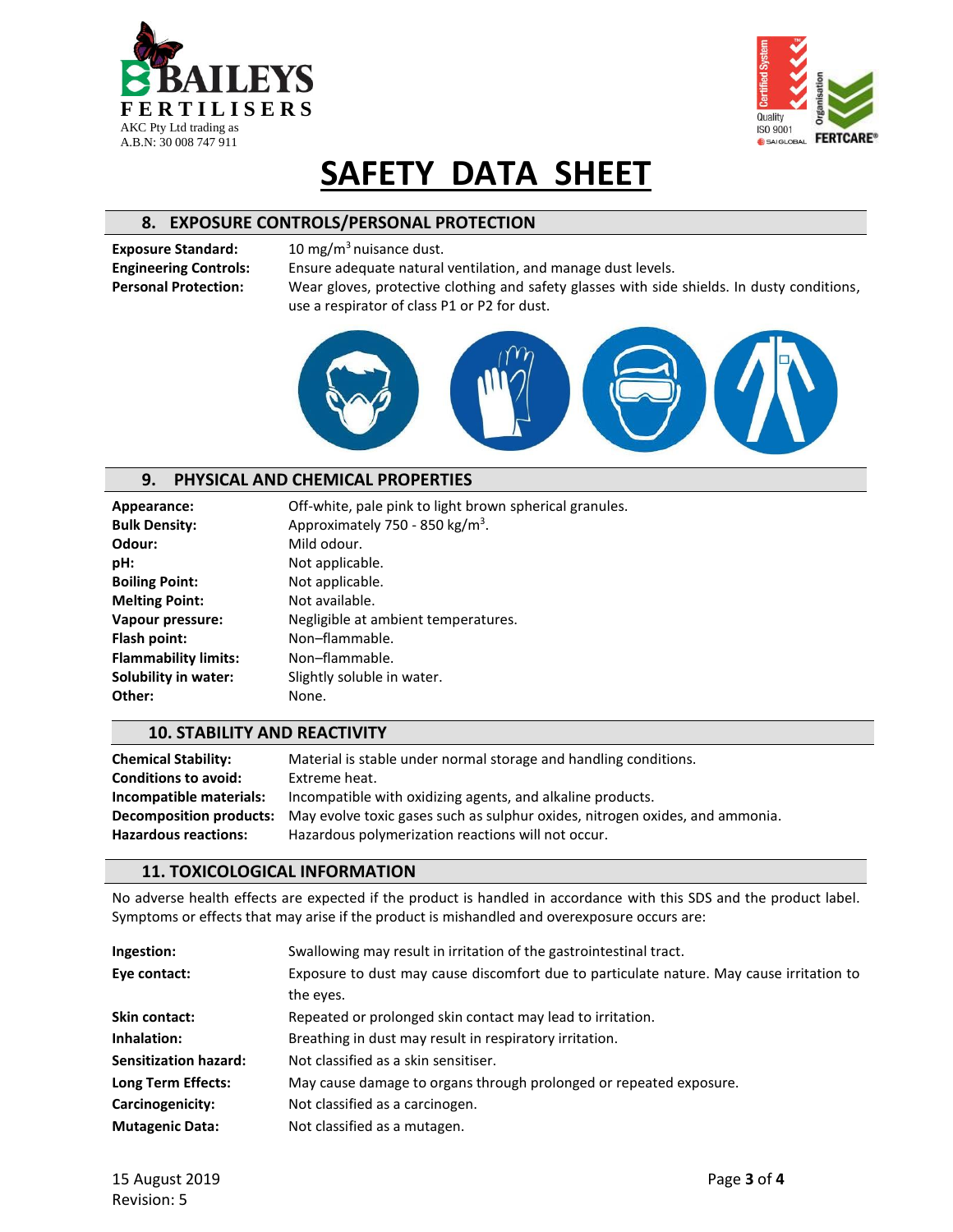# SAFETY DATA SHEET

## 8. EXPOSURE CONTROLS/PERSONAL PROTECTION

| | |
|---|---|
| **Exposure Standard:** | 10 mg/m$^3$ nuisance dust. |
| **Engineering Controls:** | Ensure adequate natural ventilation, and manage dust levels. |
| **Personal Protection:** | Wear gloves, protective clothing and safety glasses with side shields. In dusty conditions, use a respirator of class P1 or P2 for dust. |

## 9. PHYSICAL AND CHEMICAL PROPERTIES

| | |
|---|---|
| **Appearance:** | Off-white, pale pink to light brown spherical granules. |
| **Bulk Density:** | Approximately 750 - 850 kg/m$^3$. |
| **Odour:** | Mild odour. |
| **pH:** | Not applicable. |
| **Boiling Point:** | Not applicable. |
| **Melting Point:** | Not available. |
| **Vapour pressure:** | Negligible at ambient temperatures. |
| **Flash point:** | Non–flammable. |
| **Flammability limits:** | Non–flammable. |
| **Solubility in water:** | Slightly soluble in water. |
| **Other:** | None. |

## 10. STABILITY AND REACTIVITY

| | |
|---|---|
| **Chemical Stability:** | Material is stable under normal storage and handling conditions. |
| **Conditions to avoid:** | Extreme heat. |
| **Incompatible materials:** | Incompatible with oxidizing agents, and alkaline products. |
| **Decomposition products:** | May evolve toxic gases such as sulphur oxides, nitrogen oxides, and ammonia. |
| **Hazardous reactions:** | Hazardous polymerization reactions will not occur. |

## 11. TOXICOLOGICAL INFORMATION

No adverse health effects are expected if the product is handled in accordance with this SDS and the product label. Symptoms or effects that may arise if the product is mishandled and overexposure occurs are:

| | |
|---|---|
| **Ingestion:** | Swallowing may result in irritation of the gastrointestinal tract. |
| **Eye contact:** | Exposure to dust may cause discomfort due to particulate nature. May cause irritation to the eyes. |
| **Skin contact:** | Repeated or prolonged skin contact may lead to irritation. |
| **Inhalation:** | Breathing in dust may result in respiratory irritation. |
| **Sensitization hazard:** | Not classified as a skin sensitiser. |
| **Long Term Effects:** | May cause damage to organs through prolonged or repeated exposure. |
| **Carcinogenicity:** | Not classified as a carcinogen. |
| **Mutagenic Data:** | Not classified as a mutagen. |

15 August 2019
Revision: 5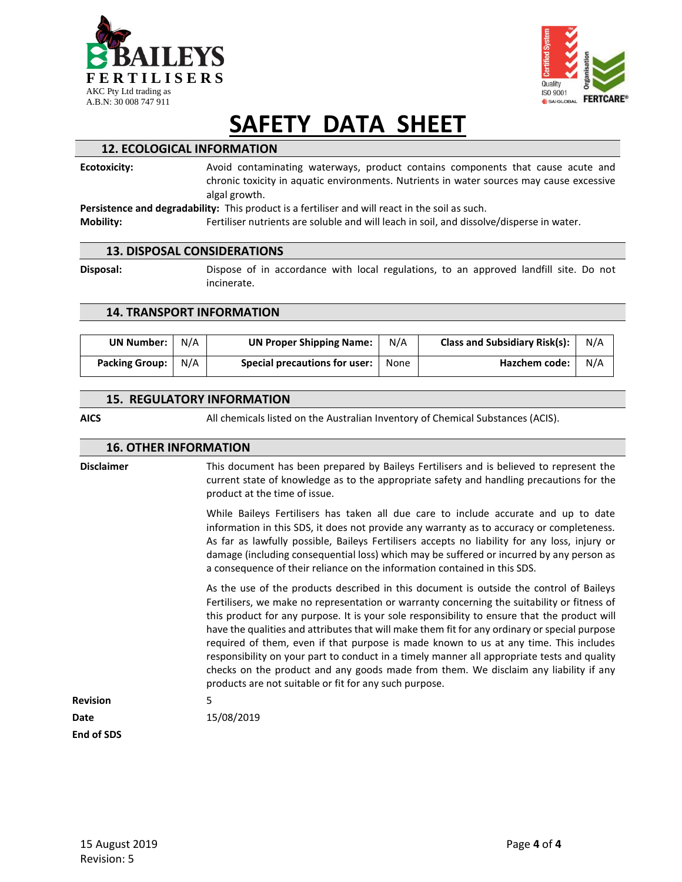BAILEYS FERTILISERS
AKC Pty Ltd trading as
A.B.N: 30 008 747 911

# SAFETY DATA SHEET

## 12. ECOLOGICAL INFORMATION

**Ecotoxicity:** Avoid contaminating waterways, product contains components that cause acute and chronic toxicity in aquatic environments. Nutrients in water sources may cause excessive algal growth.

**Persistence and degradability:** This product is a fertiliser and will react in the soil as such.

**Mobility:** Fertiliser nutrients are soluble and will leach in soil, and dissolve/disperse in water.

## 13. DISPOSAL CONSIDERATIONS

**Disposal:** Dispose of in accordance with local regulations, to an approved landfill site. Do not incinerate.

## 14. TRANSPORT INFORMATION

| | | | | | |
|---|---|---|---|---|---|
| **UN Number:** | N/A | **UN Proper Shipping Name:** | N/A | **Class and Subsidiary Risk(s):** | N/A |
| **Packing Group:** | N/A | **Special precautions for user:** | None | **Hazchem code:** | N/A |

## 15. REGULATORY INFORMATION

**AICS** All chemicals listed on the Australian Inventory of Chemical Substances (ACIS).

## 16. OTHER INFORMATION

**Disclaimer**

This document has been prepared by Baileys Fertilisers and is believed to represent the current state of knowledge as to the appropriate safety and handling precautions for the product at the time of issue.

While Baileys Fertilisers has taken all due care to include accurate and up to date information in this SDS, it does not provide any warranty as to accuracy or completeness. As far as lawfully possible, Baileys Fertilisers accepts no liability for any loss, injury or damage (including consequential loss) which may be suffered or incurred by any person as a consequence of their reliance on the information contained in this SDS.

As the use of the products described in this document is outside the control of Baileys Fertilisers, we make no representation or warranty concerning the suitability or fitness of this product for any purpose. It is your sole responsibility to ensure that the product will have the qualities and attributes that will make them fit for any ordinary or special purpose required of them, even if that purpose is made known to us at any time. This includes responsibility on your part to conduct in a timely manner all appropriate tests and quality checks on the product and any goods made from them. We disclaim any liability if any products are not suitable or fit for any such purpose.

**Revision** 5

**Date** 15/08/2019

**End of SDS**